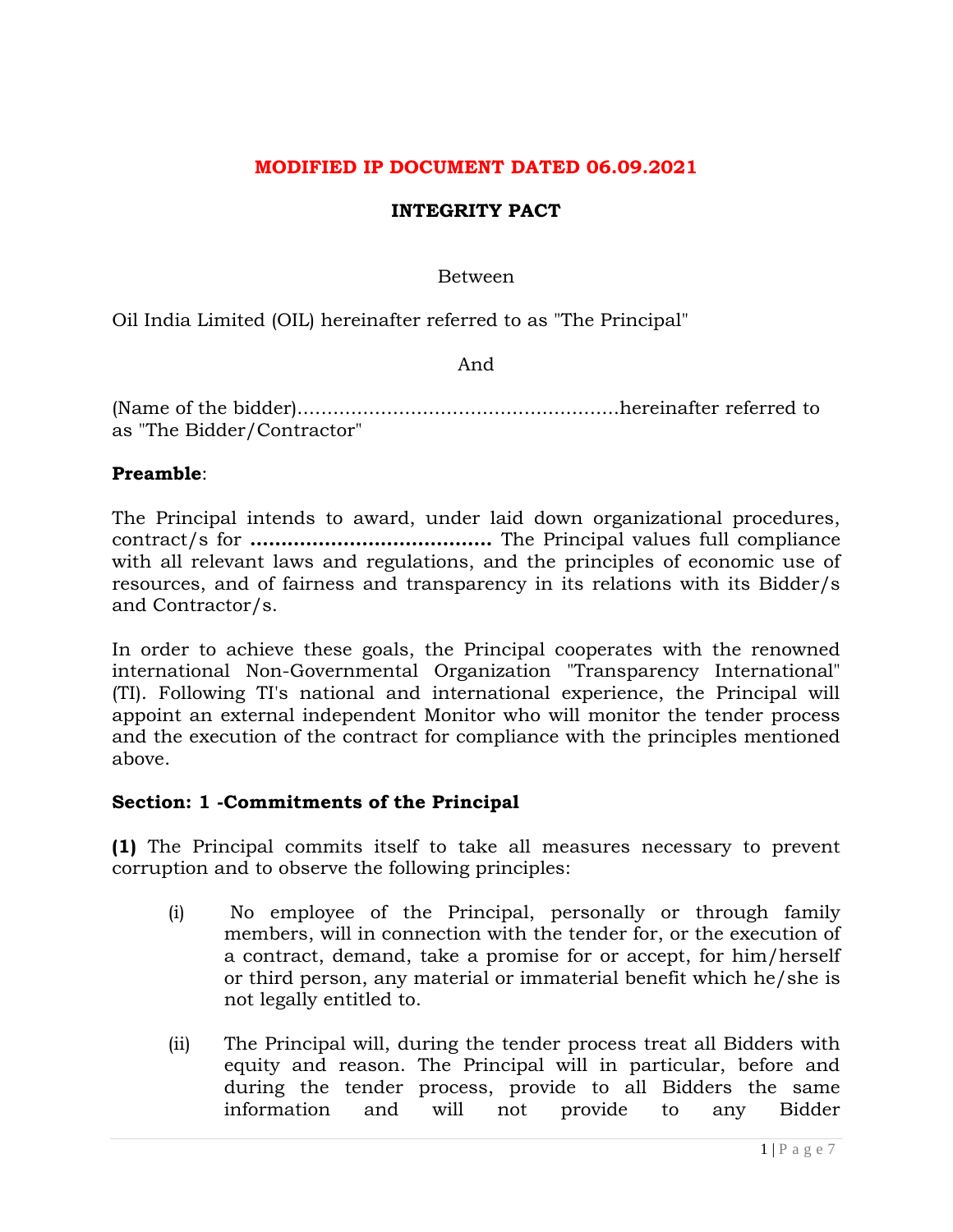**MODIFIED IP DOCUMENT DATED 06.09.2021**

# INTEGRITY PACT

Between

Oil India Limited (OIL) hereinafter referred to as "The Principal"

And

(Name of the bidder)......................................................hereinafter referred to as "The Bidder/Contractor"

**Preamble**:

The Principal intends to award, under laid down organizational procedures, contract/s for **.......................................** The Principal values full compliance with all relevant laws and regulations, and the principles of economic use of resources, and of fairness and transparency in its relations with its Bidder/s and Contractor/s.

In order to achieve these goals, the Principal cooperates with the renowned international Non-Governmental Organization "Transparency International" (TI). Following TI's national and international experience, the Principal will appoint an external independent Monitor who will monitor the tender process and the execution of the contract for compliance with the principles mentioned above.

## Section: 1 -Commitments of the Principal

**(1)** The Principal commits itself to take all measures necessary to prevent corruption and to observe the following principles:

(i) No employee of the Principal, personally or through family members, will in connection with the tender for, or the execution of a contract, demand, take a promise for or accept, for him/herself or third person, any material or immaterial benefit which he/she is not legally entitled to.

(ii) The Principal will, during the tender process treat all Bidders with equity and reason. The Principal will in particular, before and during the tender process, provide to all Bidders the same information and will not provide to any Bidder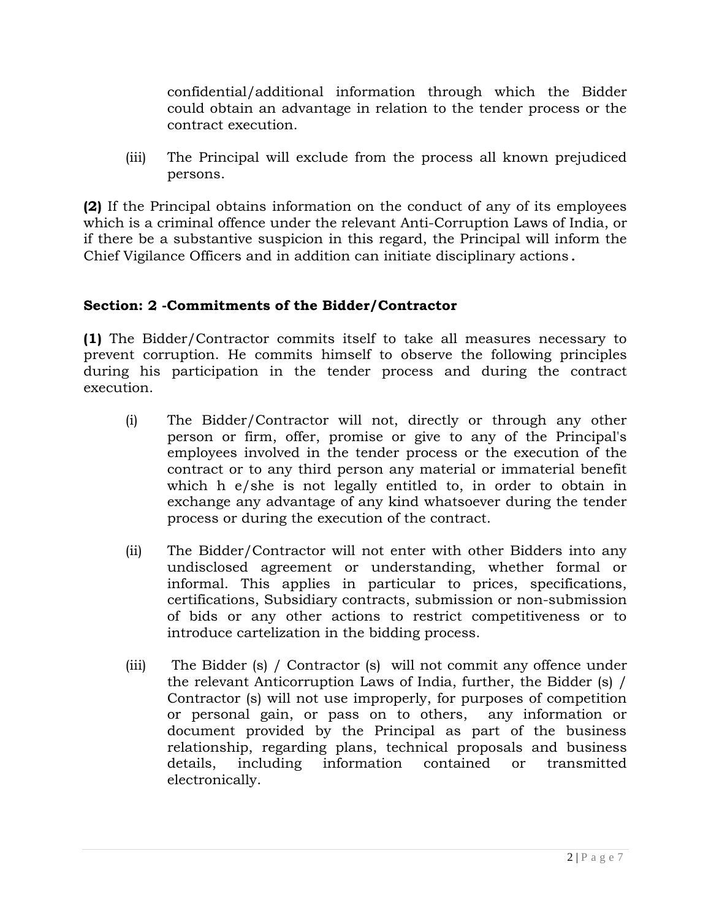confidential/additional information through which the Bidder could obtain an advantage in relation to the tender process or the contract execution.

(iii) The Principal will exclude from the process all known prejudiced persons.

**(2)** If the Principal obtains information on the conduct of any of its employees which is a criminal offence under the relevant Anti-Corruption Laws of India, or if there be a substantive suspicion in this regard, the Principal will inform the Chief Vigilance Officers and in addition can initiate disciplinary actions.

**Section: 2 -Commitments of the Bidder/Contractor**

**(1)** The Bidder/Contractor commits itself to take all measures necessary to prevent corruption. He commits himself to observe the following principles during his participation in the tender process and during the contract execution.

(i) The Bidder/Contractor will not, directly or through any other person or firm, offer, promise or give to any of the Principal's employees involved in the tender process or the execution of the contract or to any third person any material or immaterial benefit which h e/she is not legally entitled to, in order to obtain in exchange any advantage of any kind whatsoever during the tender process or during the execution of the contract.

(ii) The Bidder/Contractor will not enter with other Bidders into any undisclosed agreement or understanding, whether formal or informal. This applies in particular to prices, specifications, certifications, Subsidiary contracts, submission or non-submission of bids or any other actions to restrict competitiveness or to introduce cartelization in the bidding process.

(iii) The Bidder (s) / Contractor (s) will not commit any offence under the relevant Anticorruption Laws of India, further, the Bidder (s) / Contractor (s) will not use improperly, for purposes of competition or personal gain, or pass on to others, any information or document provided by the Principal as part of the business relationship, regarding plans, technical proposals and business details, including information contained or transmitted electronically.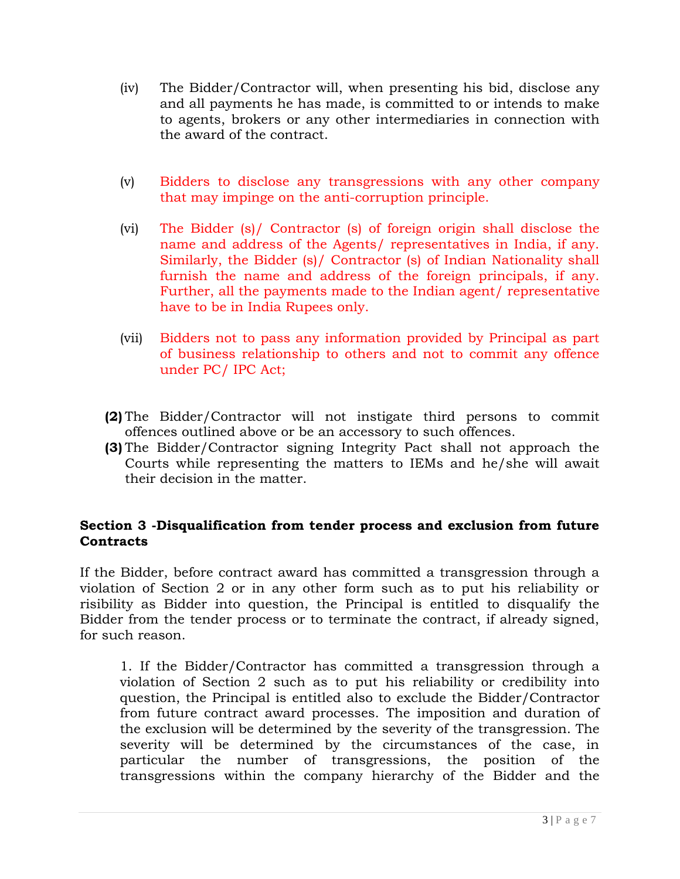(iv) The Bidder/Contractor will, when presenting his bid, disclose any and all payments he has made, is committed to or intends to make to agents, brokers or any other intermediaries in connection with the award of the contract.

(v) Bidders to disclose any transgressions with any other company that may impinge on the anti-corruption principle.

(vi) The Bidder (s)/ Contractor (s) of foreign origin shall disclose the name and address of the Agents/ representatives in India, if any. Similarly, the Bidder (s)/ Contractor (s) of Indian Nationality shall furnish the name and address of the foreign principals, if any. Further, all the payments made to the Indian agent/ representative have to be in India Rupees only.

(vii) Bidders not to pass any information provided by Principal as part of business relationship to others and not to commit any offence under PC/ IPC Act;

**(2)** The Bidder/Contractor will not instigate third persons to commit offences outlined above or be an accessory to such offences.

**(3)** The Bidder/Contractor signing Integrity Pact shall not approach the Courts while representing the matters to IEMs and he/she will await their decision in the matter.

**Section 3 -Disqualification from tender process and exclusion from future Contracts**

If the Bidder, before contract award has committed a transgression through a violation of Section 2 or in any other form such as to put his reliability or risibility as Bidder into question, the Principal is entitled to disqualify the Bidder from the tender process or to terminate the contract, if already signed, for such reason.

1. If the Bidder/Contractor has committed a transgression through a violation of Section 2 such as to put his reliability or credibility into question, the Principal is entitled also to exclude the Bidder/Contractor from future contract award processes. The imposition and duration of the exclusion will be determined by the severity of the transgression. The severity will be determined by the circumstances of the case, in particular the number of transgressions, the position of the transgressions within the company hierarchy of the Bidder and the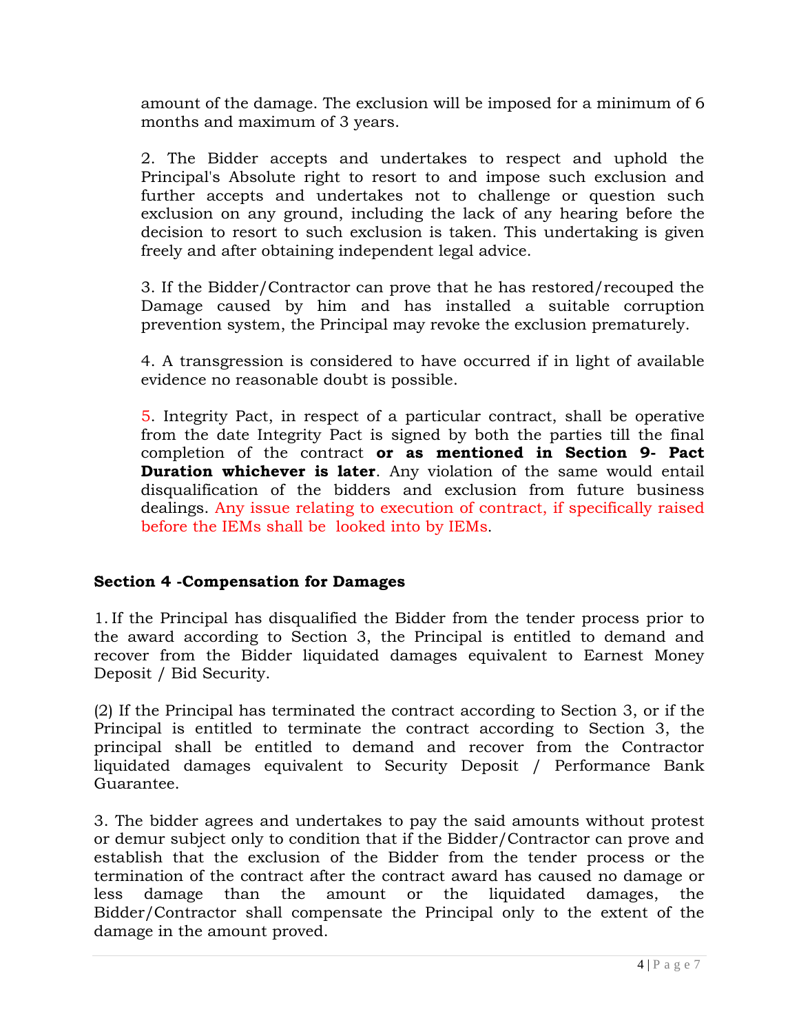amount of the damage. The exclusion will be imposed for a minimum of 6 months and maximum of 3 years.

2. The Bidder accepts and undertakes to respect and uphold the Principal's Absolute right to resort to and impose such exclusion and further accepts and undertakes not to challenge or question such exclusion on any ground, including the lack of any hearing before the decision to resort to such exclusion is taken. This undertaking is given freely and after obtaining independent legal advice.

3. If the Bidder/Contractor can prove that he has restored/recouped the Damage caused by him and has installed a suitable corruption prevention system, the Principal may revoke the exclusion prematurely.

4. A transgression is considered to have occurred if in light of available evidence no reasonable doubt is possible.

5. Integrity Pact, in respect of a particular contract, shall be operative from the date Integrity Pact is signed by both the parties till the final completion of the contract **or as mentioned in Section 9- Pact Duration whichever is later**. Any violation of the same would entail disqualification of the bidders and exclusion from future business dealings. Any issue relating to execution of contract, if specifically raised before the IEMs shall be looked into by IEMs.

**Section 4 -Compensation for Damages**

1. If the Principal has disqualified the Bidder from the tender process prior to the award according to Section 3, the Principal is entitled to demand and recover from the Bidder liquidated damages equivalent to Earnest Money Deposit / Bid Security.

(2) If the Principal has terminated the contract according to Section 3, or if the Principal is entitled to terminate the contract according to Section 3, the principal shall be entitled to demand and recover from the Contractor liquidated damages equivalent to Security Deposit / Performance Bank Guarantee.

3. The bidder agrees and undertakes to pay the said amounts without protest or demur subject only to condition that if the Bidder/Contractor can prove and establish that the exclusion of the Bidder from the tender process or the termination of the contract after the contract award has caused no damage or less damage than the amount or the liquidated damages, the Bidder/Contractor shall compensate the Principal only to the extent of the damage in the amount proved.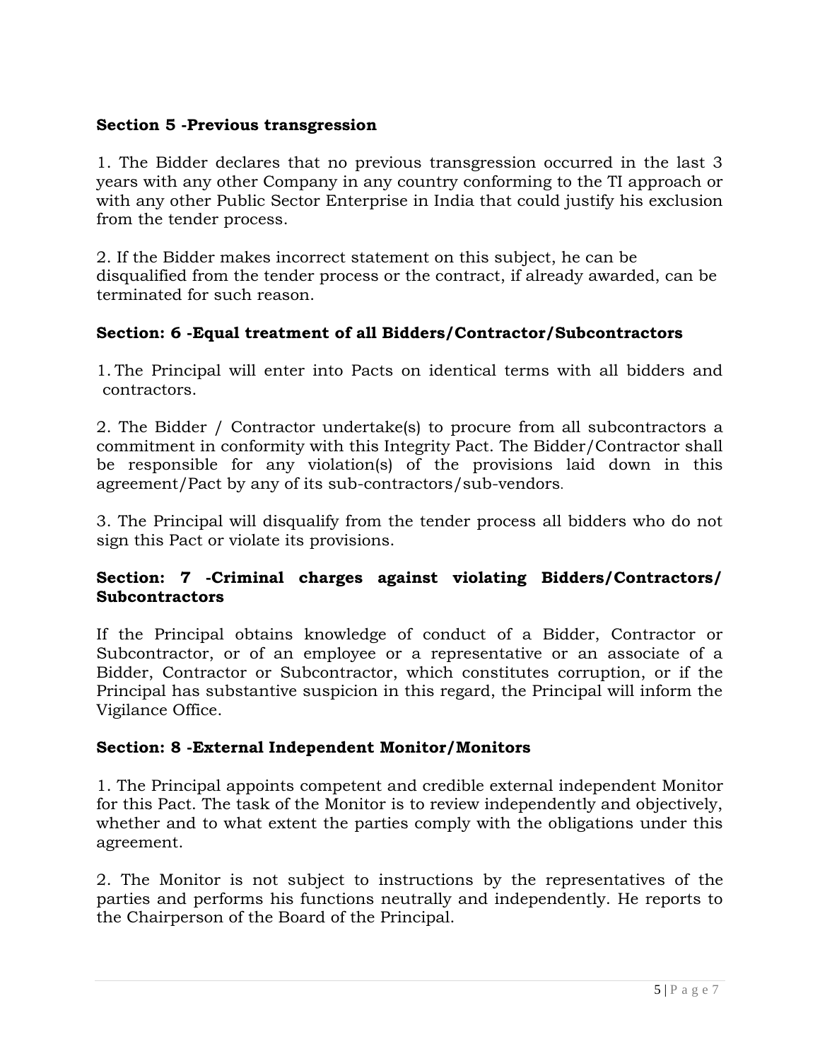**Section 5 -Previous transgression**

1. The Bidder declares that no previous transgression occurred in the last 3 years with any other Company in any country conforming to the TI approach or with any other Public Sector Enterprise in India that could justify his exclusion from the tender process.

2. If the Bidder makes incorrect statement on this subject, he can be disqualified from the tender process or the contract, if already awarded, can be terminated for such reason.

**Section: 6 -Equal treatment of all Bidders/Contractor/Subcontractors**

1. The Principal will enter into Pacts on identical terms with all bidders and contractors.

2. The Bidder / Contractor undertake(s) to procure from all subcontractors a commitment in conformity with this Integrity Pact. The Bidder/Contractor shall be responsible for any violation(s) of the provisions laid down in this agreement/Pact by any of its sub-contractors/sub-vendors.

3. The Principal will disqualify from the tender process all bidders who do not sign this Pact or violate its provisions.

**Section: 7 -Criminal charges against violating Bidders/Contractors/ Subcontractors**

If the Principal obtains knowledge of conduct of a Bidder, Contractor or Subcontractor, or of an employee or a representative or an associate of a Bidder, Contractor or Subcontractor, which constitutes corruption, or if the Principal has substantive suspicion in this regard, the Principal will inform the Vigilance Office.

**Section: 8 -External Independent Monitor/Monitors**

1. The Principal appoints competent and credible external independent Monitor for this Pact. The task of the Monitor is to review independently and objectively, whether and to what extent the parties comply with the obligations under this agreement.

2. The Monitor is not subject to instructions by the representatives of the parties and performs his functions neutrally and independently. He reports to the Chairperson of the Board of the Principal.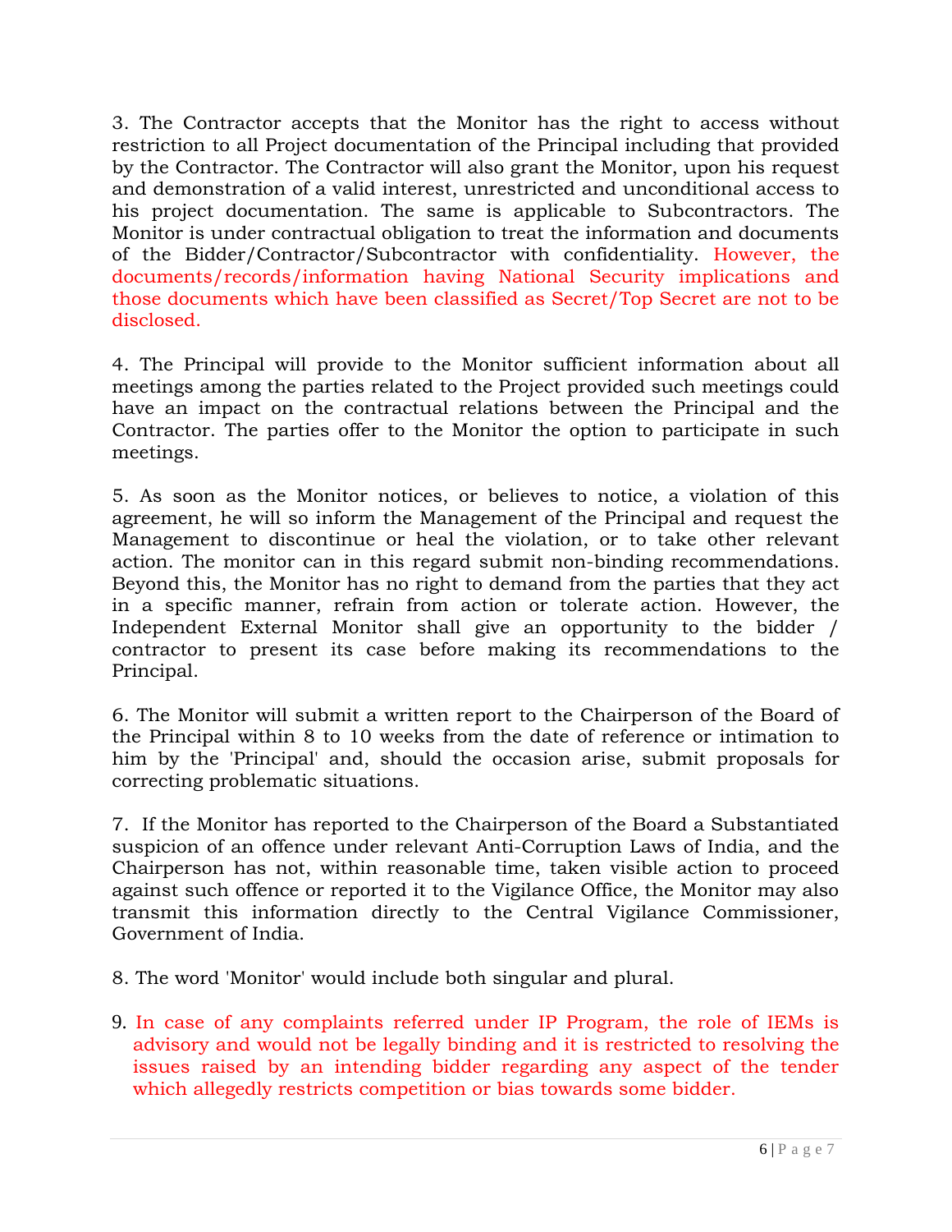3. The Contractor accepts that the Monitor has the right to access without restriction to all Project documentation of the Principal including that provided by the Contractor. The Contractor will also grant the Monitor, upon his request and demonstration of a valid interest, unrestricted and unconditional access to his project documentation. The same is applicable to Subcontractors. The Monitor is under contractual obligation to treat the information and documents of the Bidder/Contractor/Subcontractor with confidentiality. However, the documents/records/information having National Security implications and those documents which have been classified as Secret/Top Secret are not to be disclosed.

4. The Principal will provide to the Monitor sufficient information about all meetings among the parties related to the Project provided such meetings could have an impact on the contractual relations between the Principal and the Contractor. The parties offer to the Monitor the option to participate in such meetings.

5. As soon as the Monitor notices, or believes to notice, a violation of this agreement, he will so inform the Management of the Principal and request the Management to discontinue or heal the violation, or to take other relevant action. The monitor can in this regard submit non-binding recommendations. Beyond this, the Monitor has no right to demand from the parties that they act in a specific manner, refrain from action or tolerate action. However, the Independent External Monitor shall give an opportunity to the bidder / contractor to present its case before making its recommendations to the Principal.

6. The Monitor will submit a written report to the Chairperson of the Board of the Principal within 8 to 10 weeks from the date of reference or intimation to him by the 'Principal' and, should the occasion arise, submit proposals for correcting problematic situations.

7. If the Monitor has reported to the Chairperson of the Board a Substantiated suspicion of an offence under relevant Anti-Corruption Laws of India, and the Chairperson has not, within reasonable time, taken visible action to proceed against such offence or reported it to the Vigilance Office, the Monitor may also transmit this information directly to the Central Vigilance Commissioner, Government of India.

8. The word 'Monitor' would include both singular and plural.

9. In case of any complaints referred under IP Program, the role of IEMs is advisory and would not be legally binding and it is restricted to resolving the issues raised by an intending bidder regarding any aspect of the tender which allegedly restricts competition or bias towards some bidder.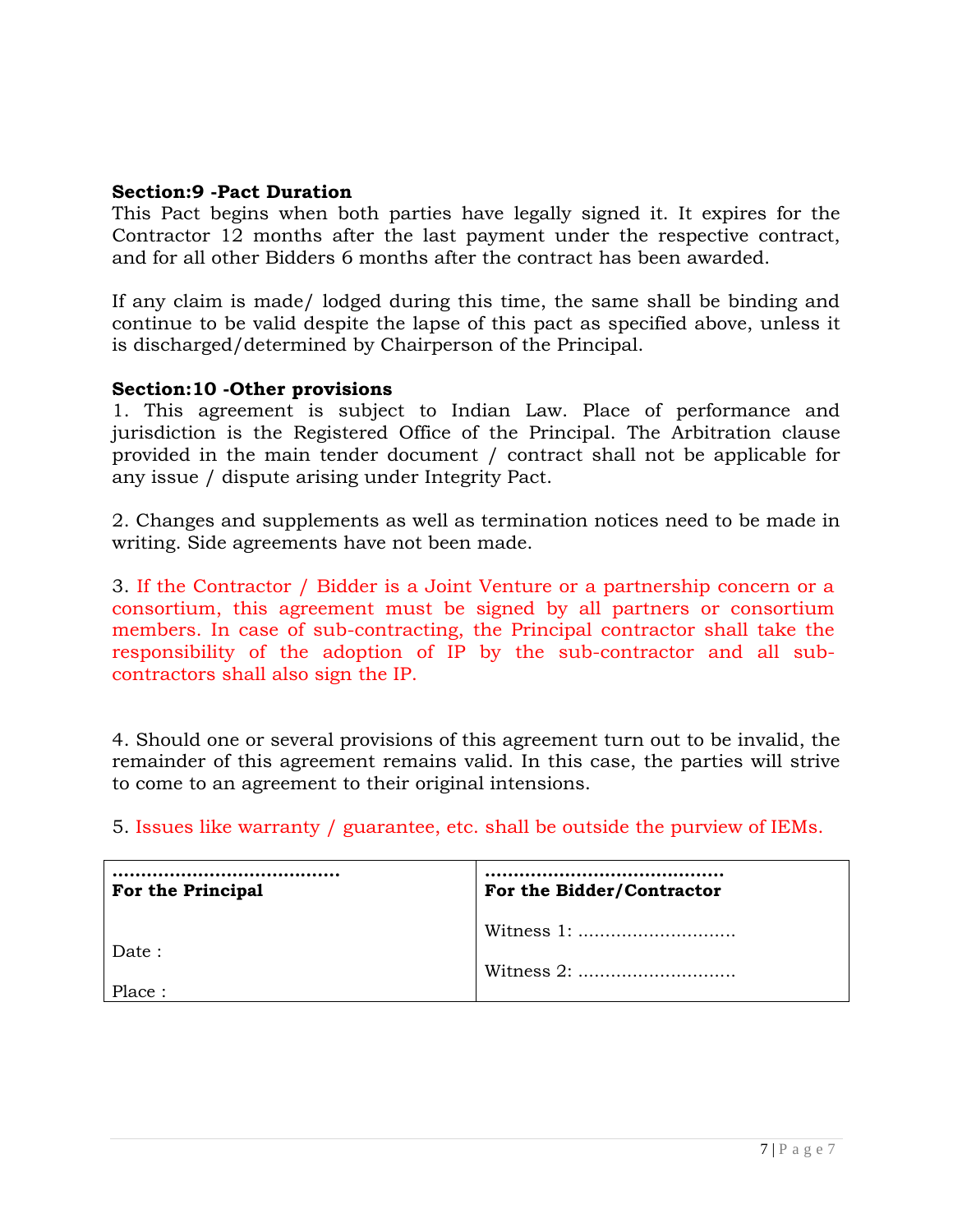**Section:9 -Pact Duration**

This Pact begins when both parties have legally signed it. It expires for the Contractor 12 months after the last payment under the respective contract, and for all other Bidders 6 months after the contract has been awarded.

If any claim is made/ lodged during this time, the same shall be binding and continue to be valid despite the lapse of this pact as specified above, unless it is discharged/determined by Chairperson of the Principal.

**Section:10 -Other provisions**

1. This agreement is subject to Indian Law. Place of performance and jurisdiction is the Registered Office of the Principal. The Arbitration clause provided in the main tender document / contract shall not be applicable for any issue / dispute arising under Integrity Pact.

2. Changes and supplements as well as termination notices need to be made in writing. Side agreements have not been made.

3. If the Contractor / Bidder is a Joint Venture or a partnership concern or a consortium, this agreement must be signed by all partners or consortium members. In case of sub-contracting, the Principal contractor shall take the responsibility of the adoption of IP by the sub-contractor and all sub-contractors shall also sign the IP.

4. Should one or several provisions of this agreement turn out to be invalid, the remainder of this agreement remains valid. In this case, the parties will strive to come to an agreement to their original intensions.

5. Issues like warranty / guarantee, etc. shall be outside the purview of IEMs.

| | |
|---|---|
| ........................................ **For the Principal** | ........................................ **For the Bidder/Contractor** |
| Date : | Witness 1: ............................ |
| Place : | Witness 2: ............................ |